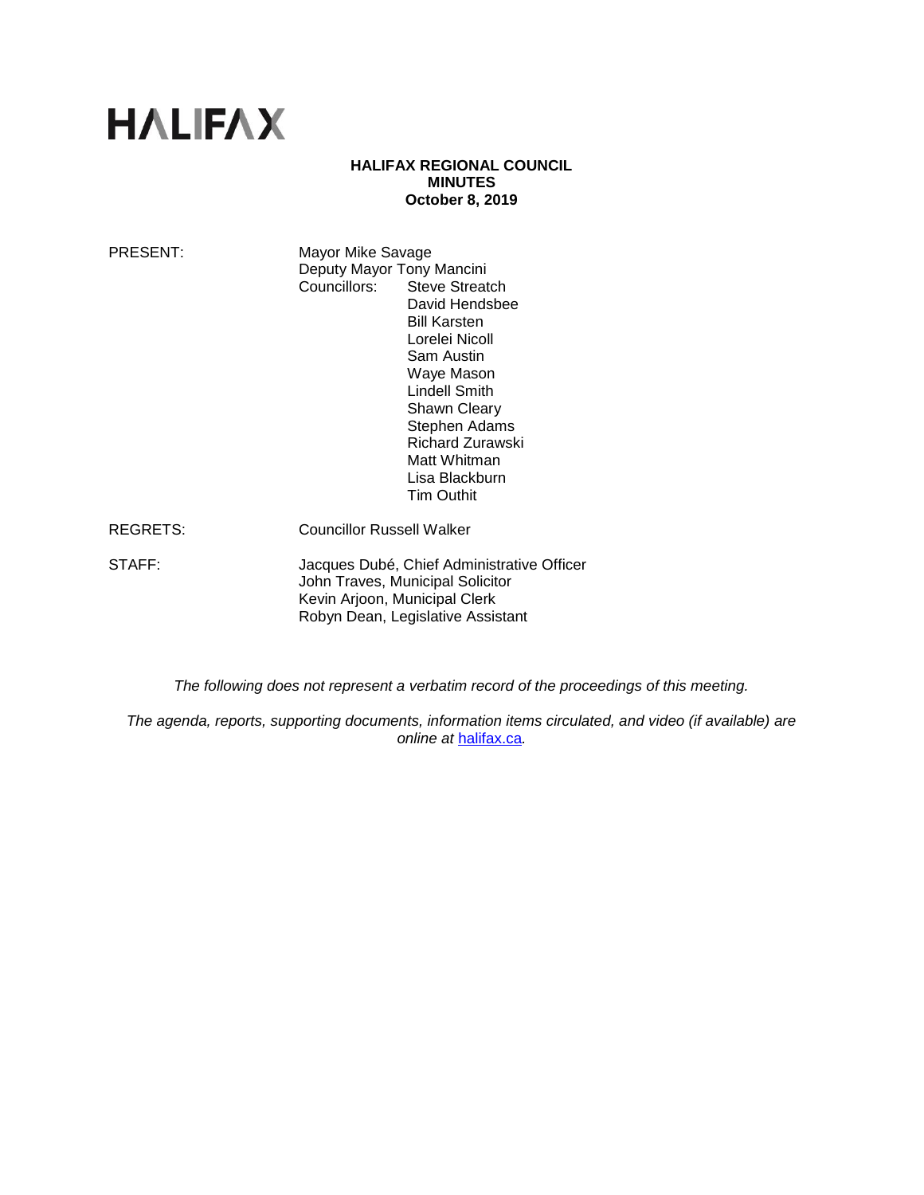# HALIFAX

**HALIFAX REGIONAL COUNCIL**
**MINUTES**
**October 8, 2019**

PRESENT: Mayor Mike Savage
Deputy Mayor Tony Mancini
Councillors: Steve Streatch
David Hendsbee
Bill Karsten
Lorelei Nicoll
Sam Austin
Waye Mason
Lindell Smith
Shawn Cleary
Stephen Adams
Richard Zurawski
Matt Whitman
Lisa Blackburn
Tim Outhit

REGRETS: Councillor Russell Walker

STAFF: Jacques Dubé, Chief Administrative Officer
John Traves, Municipal Solicitor
Kevin Arjoon, Municipal Clerk
Robyn Dean, Legislative Assistant

*The following does not represent a verbatim record of the proceedings of this meeting.*

*The agenda, reports, supporting documents, information items circulated, and video (if available) are online at* [halifax.ca](halifax.ca)*.*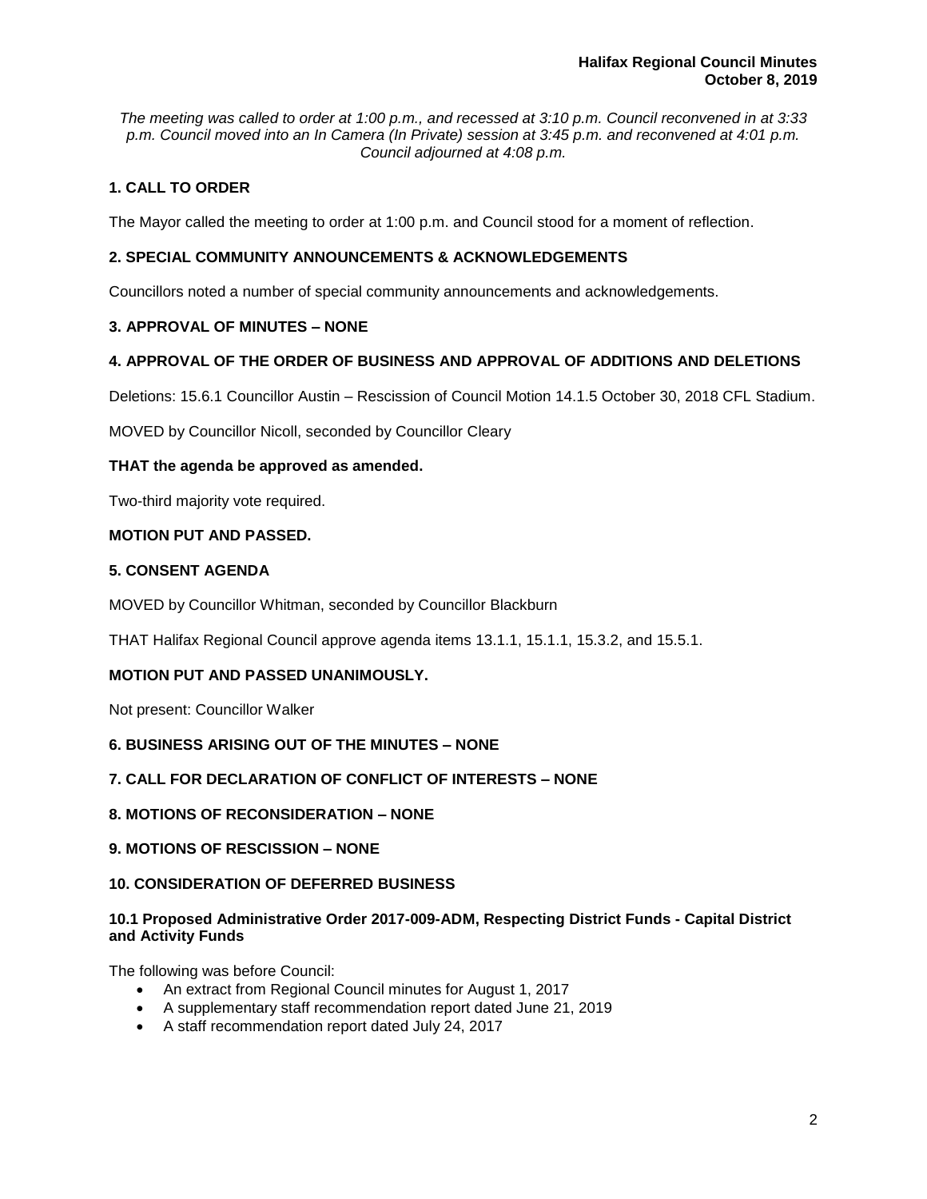*The meeting was called to order at 1:00 p.m., and recessed at 3:10 p.m. Council reconvened in at 3:33 p.m. Council moved into an In Camera (In Private) session at 3:45 p.m. and reconvened at 4:01 p.m. Council adjourned at 4:08 p.m.*

## 1. CALL TO ORDER

The Mayor called the meeting to order at 1:00 p.m. and Council stood for a moment of reflection.

## 2. SPECIAL COMMUNITY ANNOUNCEMENTS & ACKNOWLEDGEMENTS

Councillors noted a number of special community announcements and acknowledgements.

## 3. APPROVAL OF MINUTES – NONE

## 4. APPROVAL OF THE ORDER OF BUSINESS AND APPROVAL OF ADDITIONS AND DELETIONS

Deletions: 15.6.1 Councillor Austin – Rescission of Council Motion 14.1.5 October 30, 2018 CFL Stadium.

MOVED by Councillor Nicoll, seconded by Councillor Cleary

**THAT the agenda be approved as amended.**

Two-third majority vote required.

**MOTION PUT AND PASSED.**

## 5. CONSENT AGENDA

MOVED by Councillor Whitman, seconded by Councillor Blackburn

THAT Halifax Regional Council approve agenda items 13.1.1, 15.1.1, 15.3.2, and 15.5.1.

**MOTION PUT AND PASSED UNANIMOUSLY.**

Not present: Councillor Walker

## 6. BUSINESS ARISING OUT OF THE MINUTES – NONE

## 7. CALL FOR DECLARATION OF CONFLICT OF INTERESTS – NONE

## 8. MOTIONS OF RECONSIDERATION – NONE

## 9. MOTIONS OF RESCISSION – NONE

## 10. CONSIDERATION OF DEFERRED BUSINESS

### 10.1 Proposed Administrative Order 2017-009-ADM, Respecting District Funds - Capital District and Activity Funds

The following was before Council:

- An extract from Regional Council minutes for August 1, 2017
- A supplementary staff recommendation report dated June 21, 2019
- A staff recommendation report dated July 24, 2017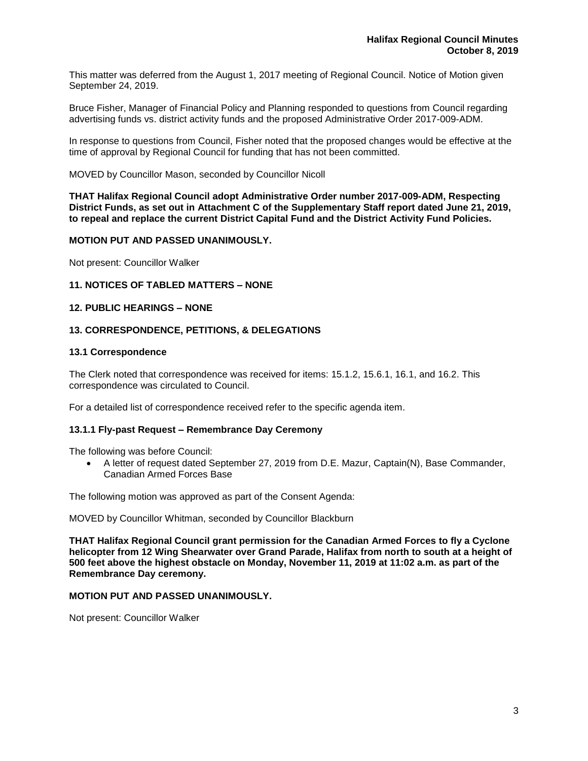This matter was deferred from the August 1, 2017 meeting of Regional Council. Notice of Motion given September 24, 2019.

Bruce Fisher, Manager of Financial Policy and Planning responded to questions from Council regarding advertising funds vs. district activity funds and the proposed Administrative Order 2017-009-ADM.

In response to questions from Council, Fisher noted that the proposed changes would be effective at the time of approval by Regional Council for funding that has not been committed.

MOVED by Councillor Mason, seconded by Councillor Nicoll

**THAT Halifax Regional Council adopt Administrative Order number 2017-009-ADM, Respecting District Funds, as set out in Attachment C of the Supplementary Staff report dated June 21, 2019, to repeal and replace the current District Capital Fund and the District Activity Fund Policies.**

**MOTION PUT AND PASSED UNANIMOUSLY.**

Not present: Councillor Walker

## 11. NOTICES OF TABLED MATTERS – NONE

## 12. PUBLIC HEARINGS – NONE

## 13. CORRESPONDENCE, PETITIONS, & DELEGATIONS

### 13.1 Correspondence

The Clerk noted that correspondence was received for items: 15.1.2, 15.6.1, 16.1, and 16.2. This correspondence was circulated to Council.

For a detailed list of correspondence received refer to the specific agenda item.

### 13.1.1 Fly-past Request – Remembrance Day Ceremony

The following was before Council:

- A letter of request dated September 27, 2019 from D.E. Mazur, Captain(N), Base Commander, Canadian Armed Forces Base

The following motion was approved as part of the Consent Agenda:

MOVED by Councillor Whitman, seconded by Councillor Blackburn

**THAT Halifax Regional Council grant permission for the Canadian Armed Forces to fly a Cyclone helicopter from 12 Wing Shearwater over Grand Parade, Halifax from north to south at a height of 500 feet above the highest obstacle on Monday, November 11, 2019 at 11:02 a.m. as part of the Remembrance Day ceremony.**

**MOTION PUT AND PASSED UNANIMOUSLY.**

Not present: Councillor Walker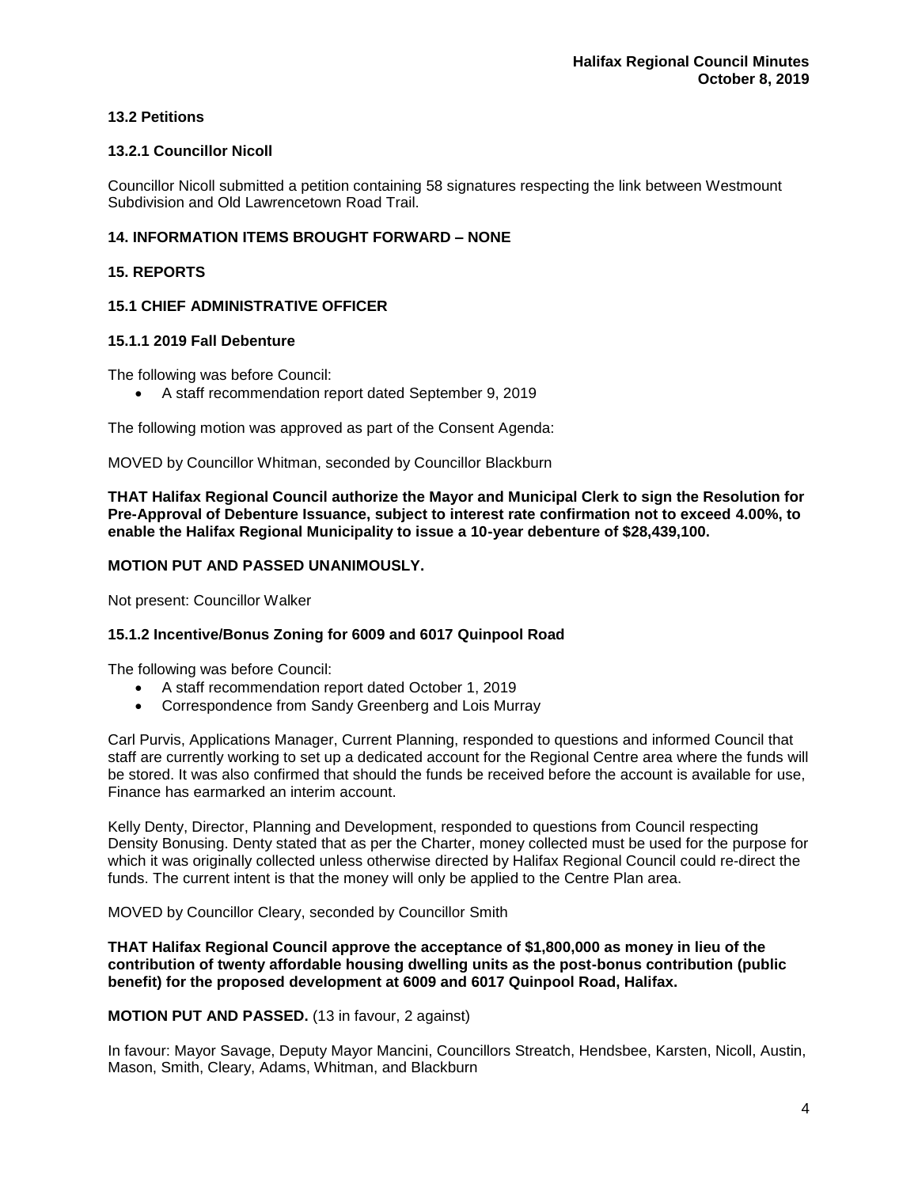### 13.2 Petitions

#### 13.2.1 Councillor Nicoll

Councillor Nicoll submitted a petition containing 58 signatures respecting the link between Westmount Subdivision and Old Lawrencetown Road Trail.

### 14. INFORMATION ITEMS BROUGHT FORWARD – NONE

### 15. REPORTS

### 15.1 CHIEF ADMINISTRATIVE OFFICER

#### 15.1.1 2019 Fall Debenture

The following was before Council:

- A staff recommendation report dated September 9, 2019

The following motion was approved as part of the Consent Agenda:

MOVED by Councillor Whitman, seconded by Councillor Blackburn

**THAT Halifax Regional Council authorize the Mayor and Municipal Clerk to sign the Resolution for Pre-Approval of Debenture Issuance, subject to interest rate confirmation not to exceed 4.00%, to enable the Halifax Regional Municipality to issue a 10-year debenture of $28,439,100.**

**MOTION PUT AND PASSED UNANIMOUSLY.**

Not present: Councillor Walker

#### 15.1.2 Incentive/Bonus Zoning for 6009 and 6017 Quinpool Road

The following was before Council:

- A staff recommendation report dated October 1, 2019
- Correspondence from Sandy Greenberg and Lois Murray

Carl Purvis, Applications Manager, Current Planning, responded to questions and informed Council that staff are currently working to set up a dedicated account for the Regional Centre area where the funds will be stored. It was also confirmed that should the funds be received before the account is available for use, Finance has earmarked an interim account.

Kelly Denty, Director, Planning and Development, responded to questions from Council respecting Density Bonusing. Denty stated that as per the Charter, money collected must be used for the purpose for which it was originally collected unless otherwise directed by Halifax Regional Council could re-direct the funds. The current intent is that the money will only be applied to the Centre Plan area.

MOVED by Councillor Cleary, seconded by Councillor Smith

**THAT Halifax Regional Council approve the acceptance of $1,800,000 as money in lieu of the contribution of twenty affordable housing dwelling units as the post-bonus contribution (public benefit) for the proposed development at 6009 and 6017 Quinpool Road, Halifax.**

**MOTION PUT AND PASSED.** (13 in favour, 2 against)

In favour: Mayor Savage, Deputy Mayor Mancini, Councillors Streatch, Hendsbee, Karsten, Nicoll, Austin, Mason, Smith, Cleary, Adams, Whitman, and Blackburn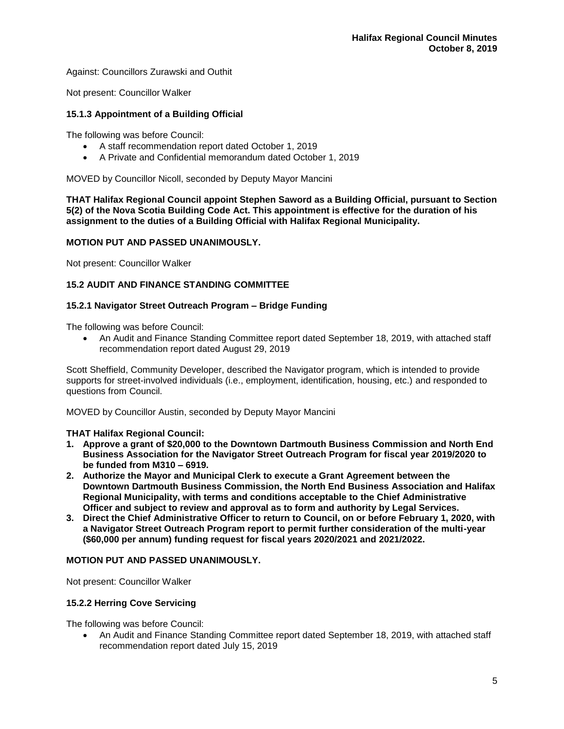Against: Councillors Zurawski and Outhit

Not present: Councillor Walker

### 15.1.3 Appointment of a Building Official

The following was before Council:

- A staff recommendation report dated October 1, 2019
- A Private and Confidential memorandum dated October 1, 2019

MOVED by Councillor Nicoll, seconded by Deputy Mayor Mancini

**THAT Halifax Regional Council appoint Stephen Saword as a Building Official, pursuant to Section 5(2) of the Nova Scotia Building Code Act. This appointment is effective for the duration of his assignment to the duties of a Building Official with Halifax Regional Municipality.**

**MOTION PUT AND PASSED UNANIMOUSLY.**

Not present: Councillor Walker

### 15.2 AUDIT AND FINANCE STANDING COMMITTEE

### 15.2.1 Navigator Street Outreach Program – Bridge Funding

The following was before Council:

- An Audit and Finance Standing Committee report dated September 18, 2019, with attached staff recommendation report dated August 29, 2019

Scott Sheffield, Community Developer, described the Navigator program, which is intended to provide supports for street-involved individuals (i.e., employment, identification, housing, etc.) and responded to questions from Council.

MOVED by Councillor Austin, seconded by Deputy Mayor Mancini

**THAT Halifax Regional Council:**

1. **Approve a grant of $20,000 to the Downtown Dartmouth Business Commission and North End Business Association for the Navigator Street Outreach Program for fiscal year 2019/2020 to be funded from M310 – 6919.**
2. **Authorize the Mayor and Municipal Clerk to execute a Grant Agreement between the Downtown Dartmouth Business Commission, the North End Business Association and Halifax Regional Municipality, with terms and conditions acceptable to the Chief Administrative Officer and subject to review and approval as to form and authority by Legal Services.**
3. **Direct the Chief Administrative Officer to return to Council, on or before February 1, 2020, with a Navigator Street Outreach Program report to permit further consideration of the multi-year ($60,000 per annum) funding request for fiscal years 2020/2021 and 2021/2022.**

**MOTION PUT AND PASSED UNANIMOUSLY.**

Not present: Councillor Walker

### 15.2.2 Herring Cove Servicing

The following was before Council:

- An Audit and Finance Standing Committee report dated September 18, 2019, with attached staff recommendation report dated July 15, 2019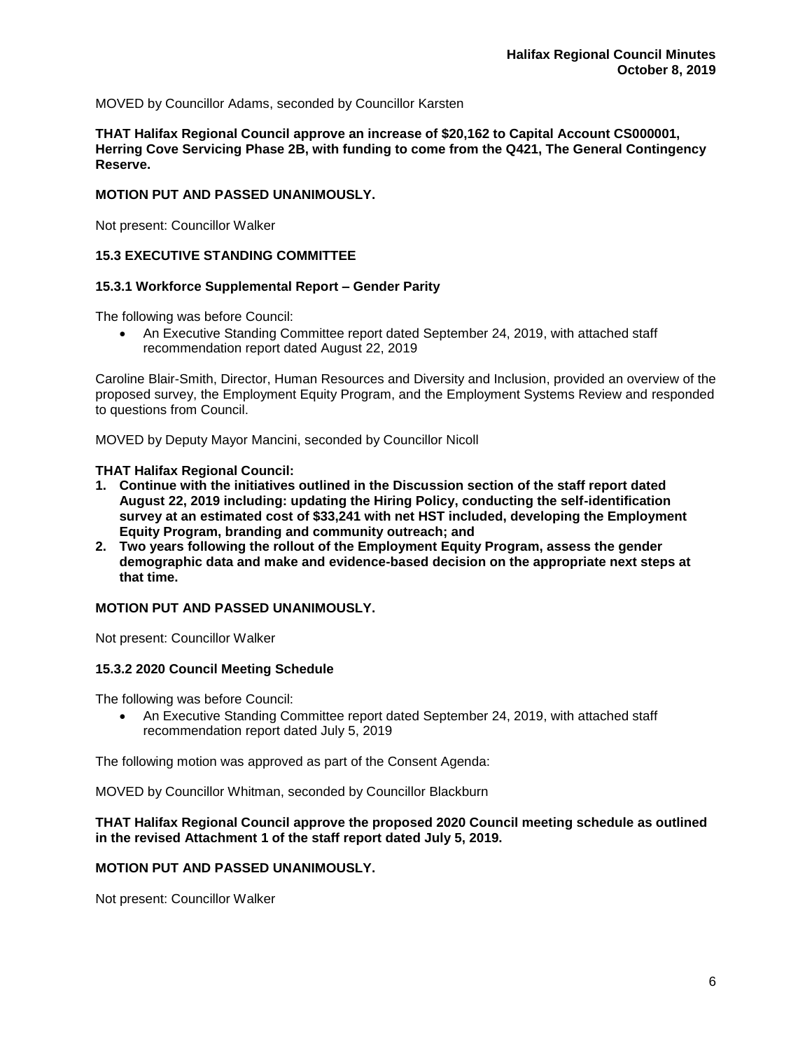MOVED by Councillor Adams, seconded by Councillor Karsten

**THAT Halifax Regional Council approve an increase of $20,162 to Capital Account CS000001, Herring Cove Servicing Phase 2B, with funding to come from the Q421, The General Contingency Reserve.**

**MOTION PUT AND PASSED UNANIMOUSLY.**

Not present: Councillor Walker

### 15.3 EXECUTIVE STANDING COMMITTEE

#### 15.3.1 Workforce Supplemental Report – Gender Parity

The following was before Council:

- An Executive Standing Committee report dated September 24, 2019, with attached staff recommendation report dated August 22, 2019

Caroline Blair-Smith, Director, Human Resources and Diversity and Inclusion, provided an overview of the proposed survey, the Employment Equity Program, and the Employment Systems Review and responded to questions from Council.

MOVED by Deputy Mayor Mancini, seconded by Councillor Nicoll

**THAT Halifax Regional Council:**

1. **Continue with the initiatives outlined in the Discussion section of the staff report dated August 22, 2019 including: updating the Hiring Policy, conducting the self-identification survey at an estimated cost of $33,241 with net HST included, developing the Employment Equity Program, branding and community outreach; and**
2. **Two years following the rollout of the Employment Equity Program, assess the gender demographic data and make and evidence-based decision on the appropriate next steps at that time.**

**MOTION PUT AND PASSED UNANIMOUSLY.**

Not present: Councillor Walker

#### 15.3.2 2020 Council Meeting Schedule

The following was before Council:

- An Executive Standing Committee report dated September 24, 2019, with attached staff recommendation report dated July 5, 2019

The following motion was approved as part of the Consent Agenda:

MOVED by Councillor Whitman, seconded by Councillor Blackburn

**THAT Halifax Regional Council approve the proposed 2020 Council meeting schedule as outlined in the revised Attachment 1 of the staff report dated July 5, 2019.**

**MOTION PUT AND PASSED UNANIMOUSLY.**

Not present: Councillor Walker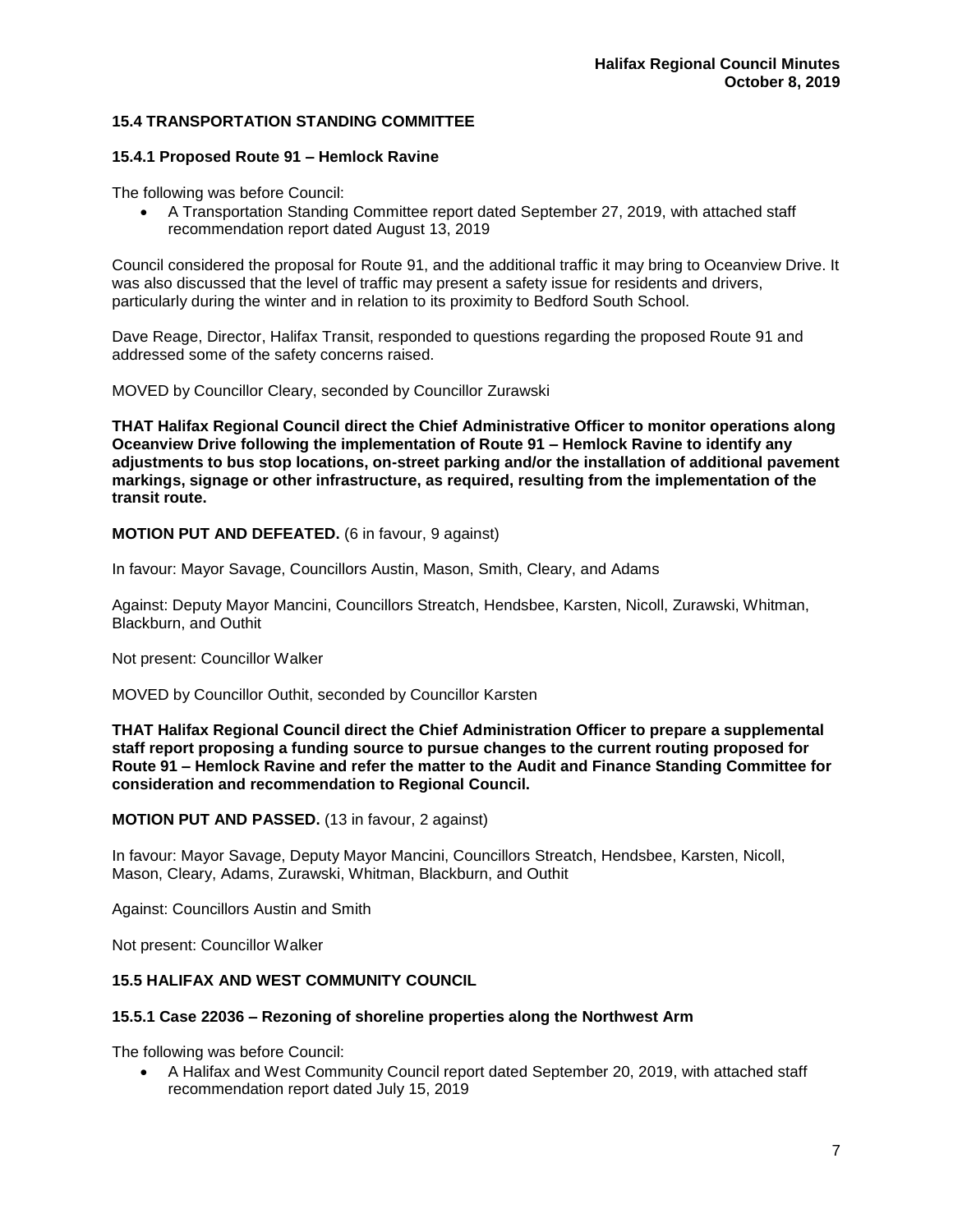### 15.4 TRANSPORTATION STANDING COMMITTEE

#### 15.4.1 Proposed Route 91 – Hemlock Ravine

The following was before Council:

- A Transportation Standing Committee report dated September 27, 2019, with attached staff recommendation report dated August 13, 2019

Council considered the proposal for Route 91, and the additional traffic it may bring to Oceanview Drive. It was also discussed that the level of traffic may present a safety issue for residents and drivers, particularly during the winter and in relation to its proximity to Bedford South School.

Dave Reage, Director, Halifax Transit, responded to questions regarding the proposed Route 91 and addressed some of the safety concerns raised.

MOVED by Councillor Cleary, seconded by Councillor Zurawski

**THAT Halifax Regional Council direct the Chief Administrative Officer to monitor operations along Oceanview Drive following the implementation of Route 91 – Hemlock Ravine to identify any adjustments to bus stop locations, on-street parking and/or the installation of additional pavement markings, signage or other infrastructure, as required, resulting from the implementation of the transit route.**

**MOTION PUT AND DEFEATED.** (6 in favour, 9 against)

In favour: Mayor Savage, Councillors Austin, Mason, Smith, Cleary, and Adams

Against: Deputy Mayor Mancini, Councillors Streatch, Hendsbee, Karsten, Nicoll, Zurawski, Whitman, Blackburn, and Outhit

Not present: Councillor Walker

MOVED by Councillor Outhit, seconded by Councillor Karsten

**THAT Halifax Regional Council direct the Chief Administration Officer to prepare a supplemental staff report proposing a funding source to pursue changes to the current routing proposed for Route 91 – Hemlock Ravine and refer the matter to the Audit and Finance Standing Committee for consideration and recommendation to Regional Council.**

**MOTION PUT AND PASSED.** (13 in favour, 2 against)

In favour: Mayor Savage, Deputy Mayor Mancini, Councillors Streatch, Hendsbee, Karsten, Nicoll, Mason, Cleary, Adams, Zurawski, Whitman, Blackburn, and Outhit

Against: Councillors Austin and Smith

Not present: Councillor Walker

### 15.5 HALIFAX AND WEST COMMUNITY COUNCIL

#### 15.5.1 Case 22036 – Rezoning of shoreline properties along the Northwest Arm

The following was before Council:

- A Halifax and West Community Council report dated September 20, 2019, with attached staff recommendation report dated July 15, 2019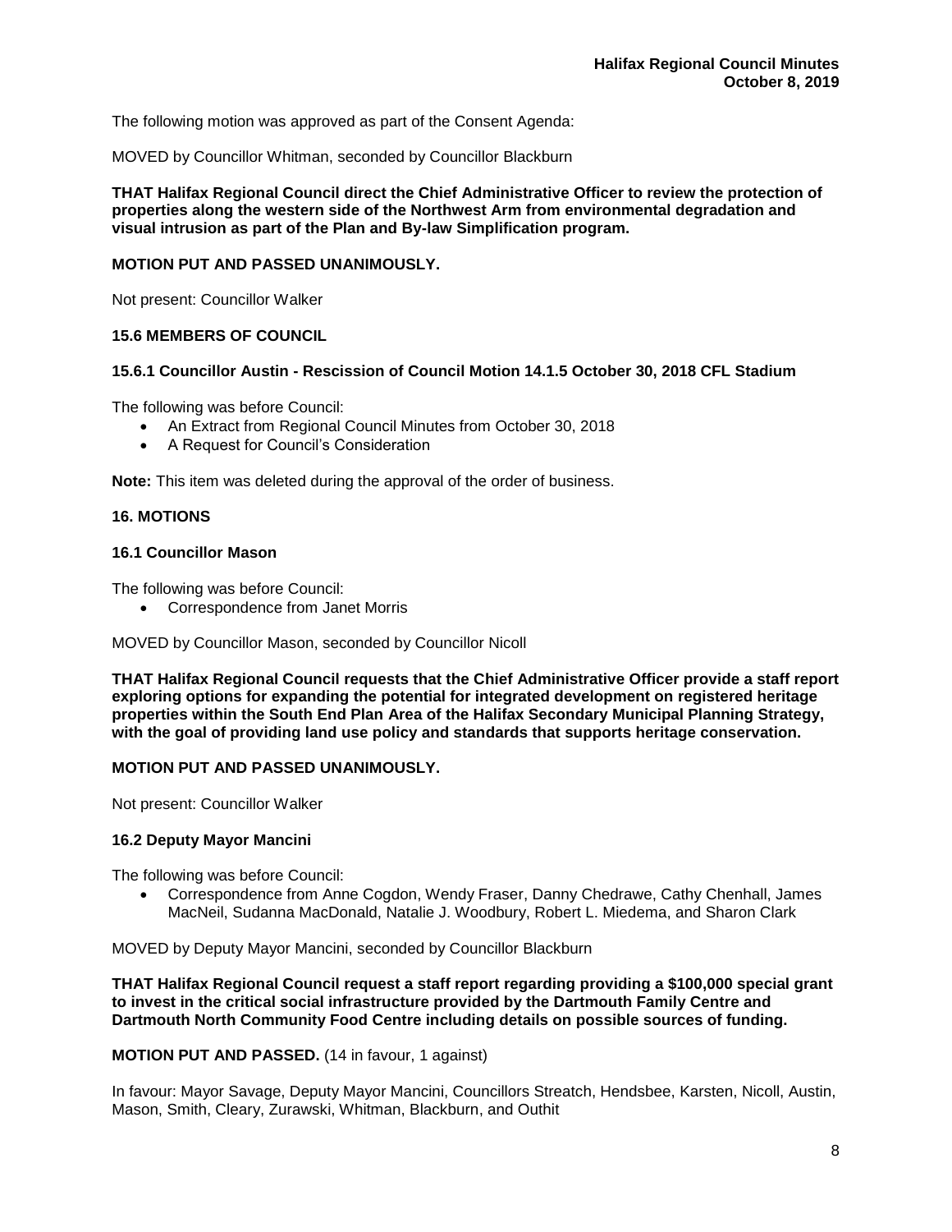The following motion was approved as part of the Consent Agenda:

MOVED by Councillor Whitman, seconded by Councillor Blackburn

**THAT Halifax Regional Council direct the Chief Administrative Officer to review the protection of properties along the western side of the Northwest Arm from environmental degradation and visual intrusion as part of the Plan and By-law Simplification program.**

**MOTION PUT AND PASSED UNANIMOUSLY.**

Not present: Councillor Walker

### 15.6 MEMBERS OF COUNCIL

### 15.6.1 Councillor Austin - Rescission of Council Motion 14.1.5 October 30, 2018 CFL Stadium

The following was before Council:

- An Extract from Regional Council Minutes from October 30, 2018
- A Request for Council's Consideration

**Note:** This item was deleted during the approval of the order of business.

## 16. MOTIONS

### 16.1 Councillor Mason

The following was before Council:

- Correspondence from Janet Morris

MOVED by Councillor Mason, seconded by Councillor Nicoll

**THAT Halifax Regional Council requests that the Chief Administrative Officer provide a staff report exploring options for expanding the potential for integrated development on registered heritage properties within the South End Plan Area of the Halifax Secondary Municipal Planning Strategy, with the goal of providing land use policy and standards that supports heritage conservation.**

**MOTION PUT AND PASSED UNANIMOUSLY.**

Not present: Councillor Walker

### 16.2 Deputy Mayor Mancini

The following was before Council:

- Correspondence from Anne Cogdon, Wendy Fraser, Danny Chedrawe, Cathy Chenhall, James MacNeil, Sudanna MacDonald, Natalie J. Woodbury, Robert L. Miedema, and Sharon Clark

MOVED by Deputy Mayor Mancini, seconded by Councillor Blackburn

**THAT Halifax Regional Council request a staff report regarding providing a $100,000 special grant to invest in the critical social infrastructure provided by the Dartmouth Family Centre and Dartmouth North Community Food Centre including details on possible sources of funding.**

**MOTION PUT AND PASSED.** (14 in favour, 1 against)

In favour: Mayor Savage, Deputy Mayor Mancini, Councillors Streatch, Hendsbee, Karsten, Nicoll, Austin, Mason, Smith, Cleary, Zurawski, Whitman, Blackburn, and Outhit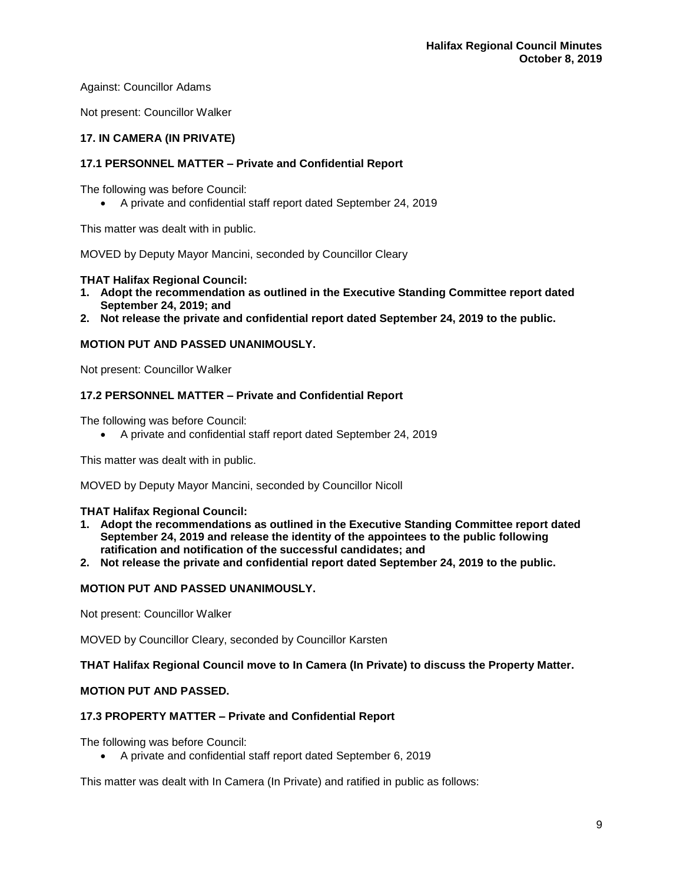Against: Councillor Adams

Not present: Councillor Walker

### 17. IN CAMERA (IN PRIVATE)

### 17.1 PERSONNEL MATTER – Private and Confidential Report

The following was before Council:

- A private and confidential staff report dated September 24, 2019

This matter was dealt with in public.

MOVED by Deputy Mayor Mancini, seconded by Councillor Cleary

**THAT Halifax Regional Council:**
1. **Adopt the recommendation as outlined in the Executive Standing Committee report dated September 24, 2019; and**
2. **Not release the private and confidential report dated September 24, 2019 to the public.**

**MOTION PUT AND PASSED UNANIMOUSLY.**

Not present: Councillor Walker

### 17.2 PERSONNEL MATTER – Private and Confidential Report

The following was before Council:

- A private and confidential staff report dated September 24, 2019

This matter was dealt with in public.

MOVED by Deputy Mayor Mancini, seconded by Councillor Nicoll

**THAT Halifax Regional Council:**
1. **Adopt the recommendations as outlined in the Executive Standing Committee report dated September 24, 2019 and release the identity of the appointees to the public following ratification and notification of the successful candidates; and**
2. **Not release the private and confidential report dated September 24, 2019 to the public.**

**MOTION PUT AND PASSED UNANIMOUSLY.**

Not present: Councillor Walker

MOVED by Councillor Cleary, seconded by Councillor Karsten

**THAT Halifax Regional Council move to In Camera (In Private) to discuss the Property Matter.**

**MOTION PUT AND PASSED.**

### 17.3 PROPERTY MATTER – Private and Confidential Report

The following was before Council:

- A private and confidential staff report dated September 6, 2019

This matter was dealt with In Camera (In Private) and ratified in public as follows: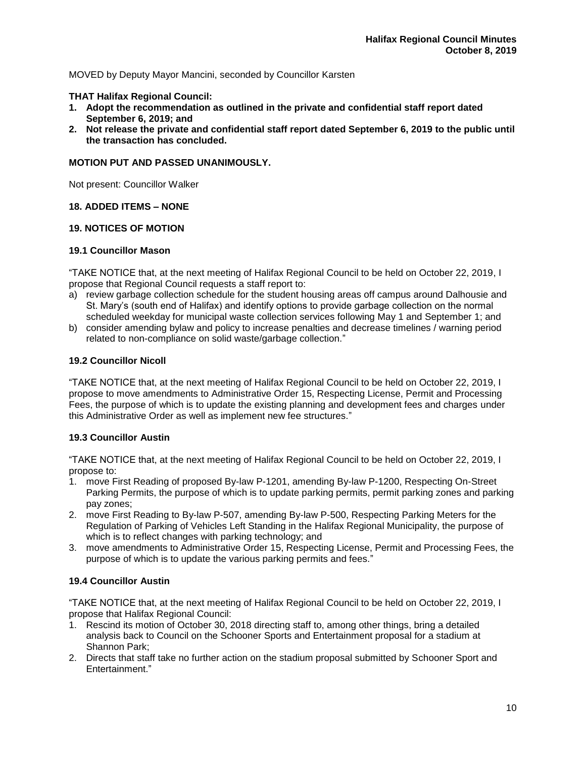MOVED by Deputy Mayor Mancini, seconded by Councillor Karsten

**THAT Halifax Regional Council:**

1. **Adopt the recommendation as outlined in the private and confidential staff report dated September 6, 2019; and**
2. **Not release the private and confidential staff report dated September 6, 2019 to the public until the transaction has concluded.**

**MOTION PUT AND PASSED UNANIMOUSLY.**

Not present: Councillor Walker

## 18. ADDED ITEMS – NONE

## 19. NOTICES OF MOTION

### 19.1 Councillor Mason

"TAKE NOTICE that, at the next meeting of Halifax Regional Council to be held on October 22, 2019, I propose that Regional Council requests a staff report to:

a) review garbage collection schedule for the student housing areas off campus around Dalhousie and St. Mary's (south end of Halifax) and identify options to provide garbage collection on the normal scheduled weekday for municipal waste collection services following May 1 and September 1; and
b) consider amending bylaw and policy to increase penalties and decrease timelines / warning period related to non-compliance on solid waste/garbage collection."

### 19.2 Councillor Nicoll

"TAKE NOTICE that, at the next meeting of Halifax Regional Council to be held on October 22, 2019, I propose to move amendments to Administrative Order 15, Respecting License, Permit and Processing Fees, the purpose of which is to update the existing planning and development fees and charges under this Administrative Order as well as implement new fee structures."

### 19.3 Councillor Austin

"TAKE NOTICE that, at the next meeting of Halifax Regional Council to be held on October 22, 2019, I propose to:

1. move First Reading of proposed By-law P-1201, amending By-law P-1200, Respecting On-Street Parking Permits, the purpose of which is to update parking permits, permit parking zones and parking pay zones;
2. move First Reading to By-law P-507, amending By-law P-500, Respecting Parking Meters for the Regulation of Parking of Vehicles Left Standing in the Halifax Regional Municipality, the purpose of which is to reflect changes with parking technology; and
3. move amendments to Administrative Order 15, Respecting License, Permit and Processing Fees, the purpose of which is to update the various parking permits and fees."

### 19.4 Councillor Austin

"TAKE NOTICE that, at the next meeting of Halifax Regional Council to be held on October 22, 2019, I propose that Halifax Regional Council:

1. Rescind its motion of October 30, 2018 directing staff to, among other things, bring a detailed analysis back to Council on the Schooner Sports and Entertainment proposal for a stadium at Shannon Park;
2. Directs that staff take no further action on the stadium proposal submitted by Schooner Sport and Entertainment."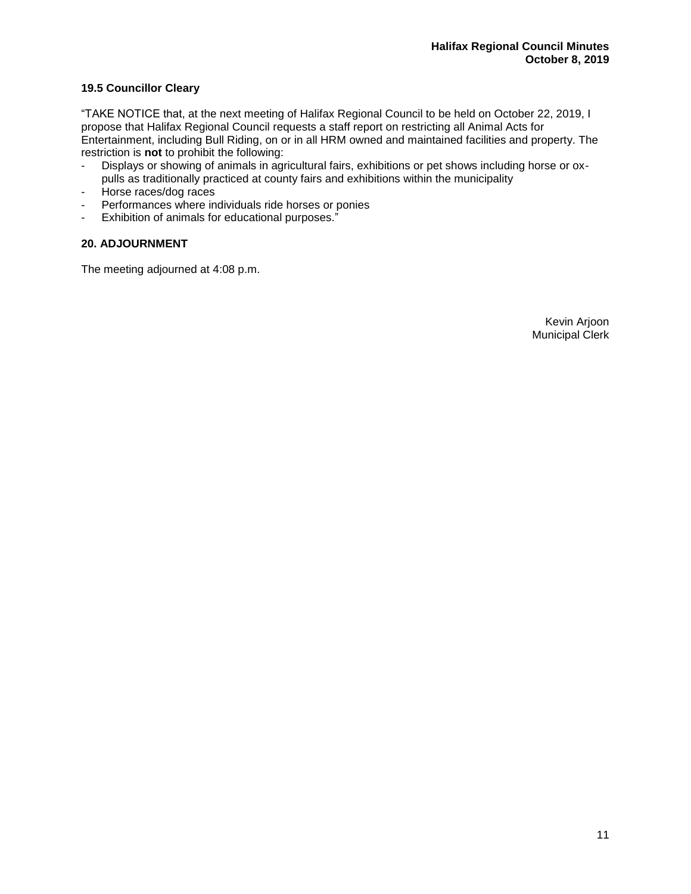### 19.5 Councillor Cleary

"TAKE NOTICE that, at the next meeting of Halifax Regional Council to be held on October 22, 2019, I propose that Halifax Regional Council requests a staff report on restricting all Animal Acts for Entertainment, including Bull Riding, on or in all HRM owned and maintained facilities and property. The restriction is **not** to prohibit the following:

- Displays or showing of animals in agricultural fairs, exhibitions or pet shows including horse or ox-pulls as traditionally practiced at county fairs and exhibitions within the municipality
- Horse races/dog races
- Performances where individuals ride horses or ponies
- Exhibition of animals for educational purposes."

## 20. ADJOURNMENT

The meeting adjourned at 4:08 p.m.

Kevin Arjoon
Municipal Clerk